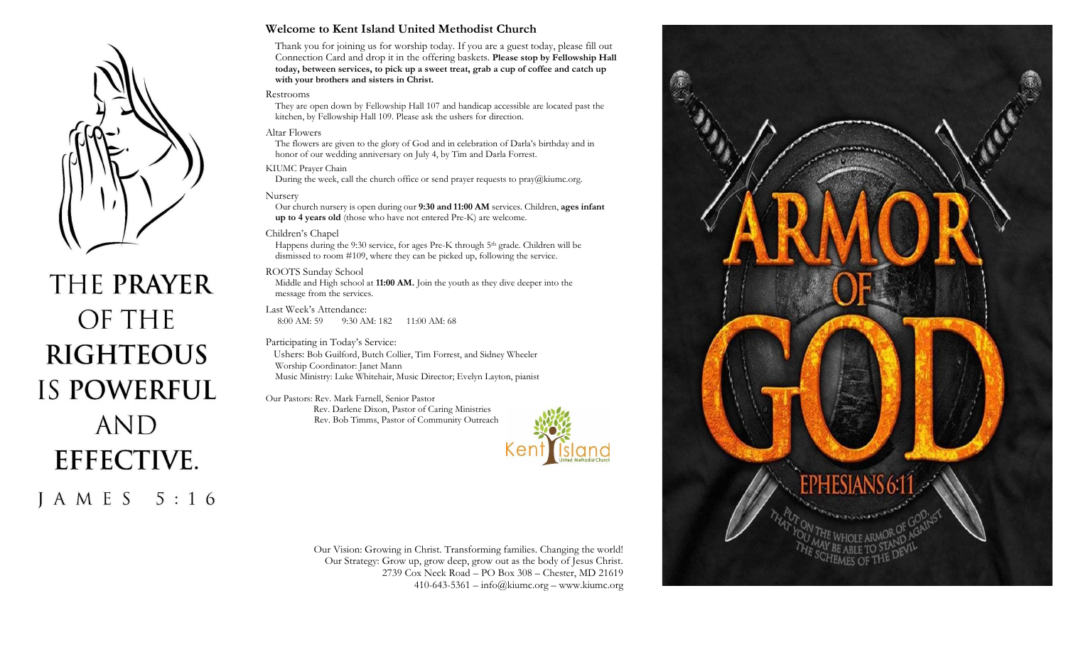THE **PRAYER** OF THE **RIGHTEOUS** IS **POWERFUL** AND **EFFECTIVE**.

JAMES 5:16

## Welcome to Kent Island United Methodist Church

Thank you for joining us for worship today. If you are a guest today, please fill out Connection Card and drop it in the offering baskets. **Please stop by Fellowship Hall today, between services, to pick up a sweet treat, grab a cup of coffee and catch up with your brothers and sisters in Christ.**

Restrooms

They are open down by Fellowship Hall 107 and handicap accessible are located past the kitchen, by Fellowship Hall 109. Please ask the ushers for direction.

Altar Flowers

The flowers are given to the glory of God and in celebration of Darla's birthday and in honor of our wedding anniversary on July 4, by Tim and Darla Forrest.

KIUMC Prayer Chain

During the week, call the church office or send prayer requests to pray@kiumc.org.

Nursery

Our church nursery is open during our **9:30 and 11:00 AM** services. Children, **ages infant up to 4 years old** (those who have not entered Pre-K) are welcome.

Children's Chapel

Happens during the 9:30 service, for ages Pre-K through 5th grade. Children will be dismissed to room #109, where they can be picked up, following the service.

ROOTS Sunday School

Middle and High school at **11:00 AM.** Join the youth as they dive deeper into the message from the services.

Last Week's Attendance:

8:00 AM: 59 9:30 AM: 182 11:00 AM: 68

Participating in Today's Service:

Ushers: Bob Guilford, Butch Collier, Tim Forrest, and Sidney Wheeler
Worship Coordinator: Janet Mann
Music Ministry: Luke Whitehair, Music Director; Evelyn Layton, pianist

Our Pastors: Rev. Mark Farnell, Senior Pastor
Rev. Darlene Dixon, Pastor of Caring Ministries
Rev. Bob Timms, Pastor of Community Outreach

Kent Island United Methodist Church

Our Vision: Growing in Christ. Transforming families. Changing the world!
Our Strategy: Grow up, grow deep, grow out as the body of Jesus Christ.
2739 Cox Neck Road – PO Box 308 – Chester, MD 21619
410-643-5361 – info@kiumc.org – www.kiumc.org

ARMOR OF GOD

EPHESIANS 6:11

PUT ON THE WHOLE ARMOR OF GOD, THAT YOU MAY BE ABLE TO STAND AGAINST THE SCHEMES OF THE DEVIL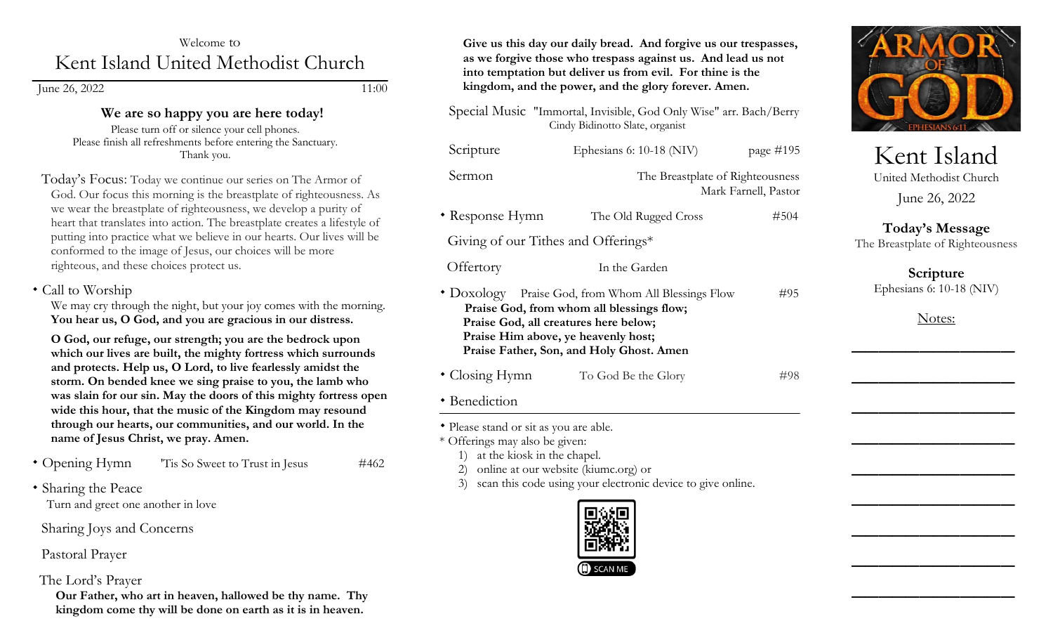Welcome to

# Kent Island United Methodist Church

June 26, 2022 11:00

**We are so happy you are here today!**

Please turn off or silence your cell phones.
Please finish all refreshments before entering the Sanctuary.
Thank you.

Today's Focus: Today we continue our series on The Armor of God. Our focus this morning is the breastplate of righteousness. As we wear the breastplate of righteousness, we develop a purity of heart that translates into action. The breastplate creates a lifestyle of putting into practice what we believe in our hearts. Our lives will be conformed to the image of Jesus, our choices will be more righteous, and these choices protect us.

⋆ Call to Worship

We may cry through the night, but your joy comes with the morning.
**You hear us, O God, and you are gracious in our distress.**

**O God, our refuge, our strength; you are the bedrock upon which our lives are built, the mighty fortress which surrounds and protects. Help us, O Lord, to live fearlessly amidst the storm. On bended knee we sing praise to you, the lamb who was slain for our sin. May the doors of this mighty fortress open wide this hour, that the music of the Kingdom may resound through our hearts, our communities, and our world. In the name of Jesus Christ, we pray. Amen.**

⋆ Opening Hymn 'Tis So Sweet to Trust in Jesus #462

⋆ Sharing the Peace

Turn and greet one another in love

Sharing Joys and Concerns

Pastoral Prayer

The Lord's Prayer

**Our Father, who art in heaven, hallowed be thy name. Thy kingdom come thy will be done on earth as it is in heaven. Give us this day our daily bread. And forgive us our trespasses, as we forgive those who trespass against us. And lead us not into temptation but deliver us from evil. For thine is the kingdom, and the power, and the glory forever. Amen.**

Special Music "Immortal, Invisible, God Only Wise" arr. Bach/Berry
Cindy Bidinotto Slate, organist

Scripture Ephesians 6: 10-18 (NIV) page #195

Sermon The Breastplate of Righteousness
Mark Farnell, Pastor

⋆ Response Hymn The Old Rugged Cross #504

Giving of our Tithes and Offerings*

Offertory In the Garden

⋆ Doxology Praise God, from Whom All Blessings Flow #95

**Praise God, from whom all blessings flow;**
**Praise God, all creatures here below;**
**Praise Him above, ye heavenly host;**
**Praise Father, Son, and Holy Ghost. Amen**

⋆ Closing Hymn To God Be the Glory #98

⋆ Benediction

---

⋆ Please stand or sit as you are able.
\* Offerings may also be given:

1) at the kiosk in the chapel.
2) online at our website (kiumc.org) or
3) scan this code using your electronic device to give online.

SCAN ME

ARMOR OF GOD
EPHESIANS 6:11

# Kent Island

United Methodist Church

June 26, 2022

**Today's Message**

The Breastplate of Righteousness

**Scripture**

Ephesians 6: 10-18 (NIV)

Notes:

\_\_\_\_\_\_\_\_\_\_\_\_\_\_\_\_\_\_\_\_

\_\_\_\_\_\_\_\_\_\_\_\_\_\_\_\_\_\_\_\_

\_\_\_\_\_\_\_\_\_\_\_\_\_\_\_\_\_\_\_\_

\_\_\_\_\_\_\_\_\_\_\_\_\_\_\_\_\_\_\_\_

\_\_\_\_\_\_\_\_\_\_\_\_\_\_\_\_\_\_\_\_

\_\_\_\_\_\_\_\_\_\_\_\_\_\_\_\_\_\_\_\_

\_\_\_\_\_\_\_\_\_\_\_\_\_\_\_\_\_\_\_\_

\_\_\_\_\_\_\_\_\_\_\_\_\_\_\_\_\_\_\_\_

\_\_\_\_\_\_\_\_\_\_\_\_\_\_\_\_\_\_\_\_